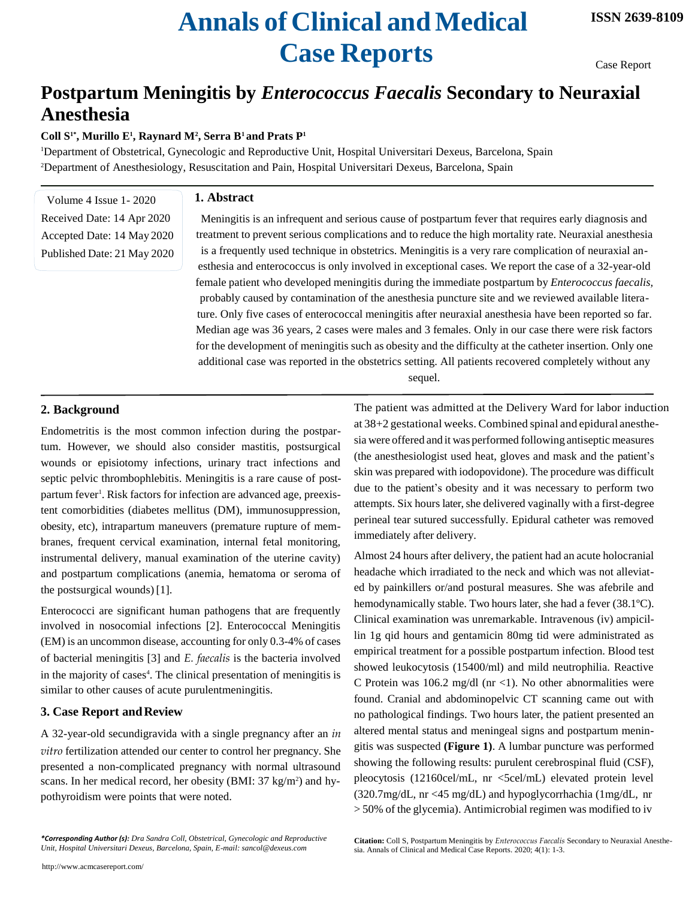# Postpartum Meningitis by *Enterococcus Faecalis* Secondary to Neuraxial Anesthesia

**Coll S[1*], Murillo E[1], Raynard M[2], Serra B[1] and Prats P[1]**

[1]Department of Obstetrical, Gynecologic and Reproductive Unit, Hospital Universitari Dexeus, Barcelona, Spain

[2]Department of Anesthesiology, Resuscitation and Pain, Hospital Universitari Dexeus, Barcelona, Spain

Volume 4 Issue 1- 2020
Received Date: 14 Apr 2020
Accepted Date: 14 May 2020
Published Date: 21 May 2020

## 1. Abstract

Meningitis is an infrequent and serious cause of postpartum fever that requires early diagnosis and treatment to prevent serious complications and to reduce the high mortality rate. Neuraxial anesthesia is a frequently used technique in obstetrics. Meningitis is a very rare complication of neuraxial anesthesia and enterococcus is only involved in exceptional cases. We report the case of a 32-year-old female patient who developed meningitis during the immediate postpartum by *Enterococcus faecalis*, probably caused by contamination of the anesthesia puncture site and we reviewed available literature. Only five cases of enterococcal meningitis after neuraxial anesthesia have been reported so far. Median age was 36 years, 2 cases were males and 3 females. Only in our case there were risk factors for the development of meningitis such as obesity and the difficulty at the catheter insertion. Only one additional case was reported in the obstetrics setting. All patients recovered completely without any sequel.

## 2. Background

Endometritis is the most common infection during the postpartum. However, we should also consider mastitis, postsurgical wounds or episiotomy infections, urinary tract infections and septic pelvic thrombophlebitis. Meningitis is a rare cause of postpartum fever[1]. Risk factors for infection are advanced age, preexistent comorbidities (diabetes mellitus (DM), immunosuppression, obesity, etc), intrapartum maneuvers (premature rupture of membranes, frequent cervical examination, internal fetal monitoring, instrumental delivery, manual examination of the uterine cavity) and postpartum complications (anemia, hematoma or seroma of the postsurgical wounds) [1].

Enterococci are significant human pathogens that are frequently involved in nosocomial infections [2]. Enterococcal Meningitis (EM) is an uncommon disease, accounting for only 0.3-4% of cases of bacterial meningitis [3] and *E. faecalis* is the bacteria involved in the majority of cases[4]. The clinical presentation of meningitis is similar to other causes of acute purulentmeningitis.

## 3. Case Report and Review

A 32-year-old secundigravida with a single pregnancy after an *in vitro* fertilization attended our center to control her pregnancy. She presented a non-complicated pregnancy with normal ultrasound scans. In her medical record, her obesity (BMI: 37 kg/m$^2$) and hypothyroidism were points that were noted.

The patient was admitted at the Delivery Ward for labor induction at 38+2 gestational weeks. Combined spinal and epidural anesthesia were offered and it was performed following antiseptic measures (the anesthesiologist used heat, gloves and mask and the patient's skin was prepared with iodopovidone). The procedure was difficult due to the patient's obesity and it was necessary to perform two attempts. Six hours later, she delivered vaginally with a first-degree perineal tear sutured successfully. Epidural catheter was removed immediately after delivery.

Almost 24 hours after delivery, the patient had an acute holocranial headache which irradiated to the neck and which was not alleviated by painkillers or/and postural measures. She was afebrile and hemodynamically stable. Two hours later, she had a fever (38.1ºC). Clinical examination was unremarkable. Intravenous (iv) ampicillin 1g qid hours and gentamicin 80mg tid were administrated as empirical treatment for a possible postpartum infection. Blood test showed leukocytosis (15400/ml) and mild neutrophilia. Reactive C Protein was 106.2 mg/dl (nr <1). No other abnormalities were found. Cranial and abdominopelvic CT scanning came out with no pathological findings. Two hours later, the patient presented an altered mental status and meningeal signs and postpartum meningitis was suspected **(Figure 1)**. A lumbar puncture was performed showing the following results: purulent cerebrospinal fluid (CSF), pleocytosis (12160cel/mL, nr <5cel/mL) elevated protein level (320.7mg/dL, nr <45 mg/dL) and hypoglycorrhachia (1mg/dL, nr > 50% of the glycemia). Antimicrobial regimen was modified to iv

***Corresponding Author (s):** *Dra Sandra Coll, Obstetrical, Gynecologic and Reproductive Unit, Hospital Universitari Dexeus, Barcelona, Spain, E-mail: sancol@dexeus.com*

**Citation:** Coll S, Postpartum Meningitis by *Enterococcus Faecalis* Secondary to Neuraxial Anesthesia. Annals of Clinical and Medical Case Reports. 2020; 4(1): 1-3.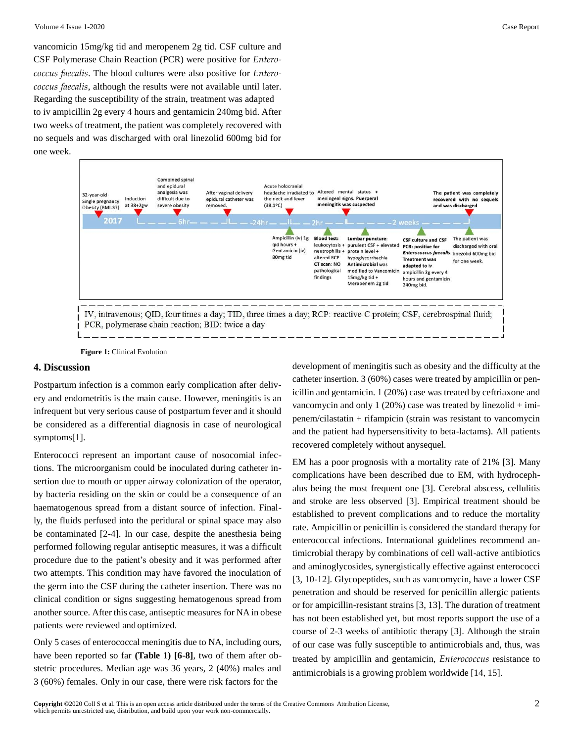vancomicin 15mg/kg tid and meropenem 2g tid. CSF culture and CSF Polymerase Chain Reaction (PCR) were positive for *Enterococcus faecalis*. The blood cultures were also positive for *Enterococcus faecalis*, although the results were not available until later. Regarding the susceptibility of the strain, treatment was adapted to iv ampicillin 2g every 4 hours and gentamicin 240mg bid. After two weeks of treatment, the patient was completely recovered with no sequels and was discharged with oral linezolid 600mg bid for one week.

2017: 32-year-old; Single pregnancy; Obesity (BMI:37)

- Induction at 38+2gw
- Combined spinal and epidural analgesia was difficult due to severe obesity
- 6hr: After vaginal delivery epidural catheter was removed.
- -24hr: Acute holocranial headache irradiated to the neck and fever (38.1ºC)
  - Ampicillin (iv) 1g qid hours + Gentamicin (iv) 80mg tid
- 2hr: Altered mental status + meningeal signs. Puerperal meningitis was suspected
  - **Blood test:** leukocytosis + neutrophilia + altered RCP
  - **CT scan:** NO pathological findings
  - **Lumbar puncture:** purulent CSF + elevated protein level + hypoglycorrhachia
  - **Antimicrobial** was modified to Vancomicin 15mg/kg tid + Meropenem 2g tid
- 2 weeks:
  - **CSF culture and CSF PCR: positive for *Enterococcus faecalis*.** **Treatment was** adapted to iv ampicillin 2g every 4 hours and gentamicin 240mg bid.
  - **The patient was completely recovered with no sequels and was discharged**
  - The patient was discharged with oral linezolid 600mg bid for one week.

IV, intravenous; QID, four times a day; TID, three times a day; RCP: reactive C protein; CSF, cerebrospinal fluid; PCR, polymerase chain reaction; BID: twice a day

**Figure 1:** Clinical Evolution

## 4. Discussion

Postpartum infection is a common early complication after delivery and endometritis is the main cause. However, meningitis is an infrequent but very serious cause of postpartum fever and it should be considered as a differential diagnosis in case of neurological symptoms[1].

Enterococci represent an important cause of nosocomial infections. The microorganism could be inoculated during catheter insertion due to mouth or upper airway colonization of the operator, by bacteria residing on the skin or could be a consequence of an haematogenous spread from a distant source of infection. Finally, the fluids perfused into the peridural or spinal space may also be contaminated [2-4]. In our case, despite the anesthesia being performed following regular antiseptic measures, it was a difficult procedure due to the patient's obesity and it was performed after two attempts. This condition may have favored the inoculation of the germ into the CSF during the catheter insertion. There was no clinical condition or signs suggesting hematogenous spread from another source. After this case, antiseptic measures for NA in obese patients were reviewed and optimized.

Only 5 cases of enterococcal meningitis due to NA, including ours, have been reported so far **(Table 1) [6-8]**, two of them after obstetric procedures. Median age was 36 years, 2 (40%) males and 3 (60%) females. Only in our case, there were risk factors for the development of meningitis such as obesity and the difficulty at the catheter insertion. 3 (60%) cases were treated by ampicillin or penicillin and gentamicin. 1 (20%) case was treated by ceftriaxone and vancomycin and only 1 (20%) case was treated by linezolid + imipenem/cilastatin + rifampicin (strain was resistant to vancomycin and the patient had hypersensitivity to beta-lactams). All patients recovered completely without anysequel.

EM has a poor prognosis with a mortality rate of 21% [3]. Many complications have been described due to EM, with hydrocephalus being the most frequent one [3]. Cerebral abscess, cellulitis and stroke are less observed [3]. Empirical treatment should be established to prevent complications and to reduce the mortality rate. Ampicillin or penicillin is considered the standard therapy for enterococcal infections. International guidelines recommend antimicrobial therapy by combinations of cell wall-active antibiotics and aminoglycosides, synergistically effective against enterococci [3, 10-12]. Glycopeptides, such as vancomycin, have a lower CSF penetration and should be reserved for penicillin allergic patients or for ampicillin-resistant strains [3, 13]. The duration of treatment has not been established yet, but most reports support the use of a course of 2-3 weeks of antibiotic therapy [3]. Although the strain of our case was fully susceptible to antimicrobials and, thus, was treated by ampicillin and gentamicin, *Enterococcus* resistance to antimicrobials is a growing problem worldwide [14, 15].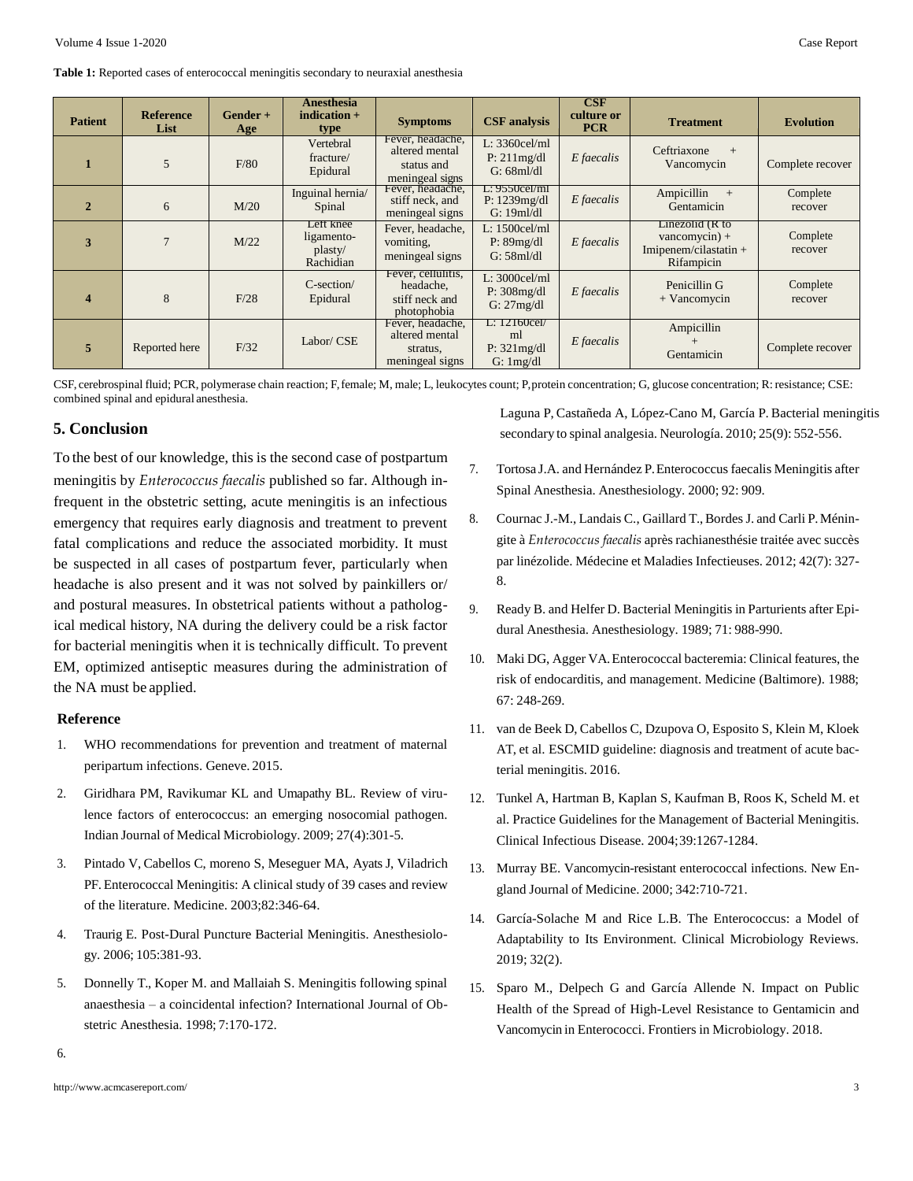**Table 1:** Reported cases of enterococcal meningitis secondary to neuraxial anesthesia

| Patient | Reference List | Gender + Age | Anesthesia indication + type | Symptoms | CSF analysis | CSF culture or PCR | Treatment | Evolution |
|---|---|---|---|---|---|---|---|---|
| **1** | 5 | F/80 | Vertebral fracture/ Epidural | Fever, headache, altered mental status and meningeal signs | L: 3360cel/ml P: 211mg/dl G: 68ml/dl | *E faecalis* | Ceftriaxone + Vancomycin | Complete recover |
| **2** | 6 | M/20 | Inguinal hernia/ Spinal | Fever, headache, stiff neck, and meningeal signs | L: 9550cel/ml P: 1239mg/dl G: 19ml/dl | *E faecalis* | Ampicillin + Gentamicin | Complete recover |
| **3** | 7 | M/22 | Left knee ligamento-plasty/ Rachidian | Fever, headache, vomiting, meningeal signs | L: 1500cel/ml P: 89mg/dl G: 58ml/dl | *E faecalis* | Linezolid (R to vancomycin) + Imipenem/cilastatin + Rifampicin | Complete recover |
| **4** | 8 | F/28 | C-section/ Epidural | Fever, cellulitis, headache, stiff neck and photophobia | L: 3000cel/ml P: 308mg/dl G: 27mg/dl | *E faecalis* | Penicillin G + Vancomycin | Complete recover |
| **5** | Reported here | F/32 | Labor/ CSE | Fever, headache, altered mental stratus, meningeal signs | L: 12160cel/ ml P: 321mg/dl G: 1mg/dl | *E faecalis* | Ampicillin + Gentamicin | Complete recover |

CSF, cerebrospinal fluid; PCR, polymerase chain reaction; F, female; M, male; L, leukocytes count; P, protein concentration; G, glucose concentration; R: resistance; CSE: combined spinal and epidural anesthesia.

## 5. Conclusion

To the best of our knowledge, this is the second case of postpartum meningitis by *Enterococcus faecalis* published so far. Although infrequent in the obstetric setting, acute meningitis is an infectious emergency that requires early diagnosis and treatment to prevent fatal complications and reduce the associated morbidity. It must be suspected in all cases of postpartum fever, particularly when headache is also present and it was not solved by painkillers or/ and postural measures. In obstetrical patients without a pathological medical history, NA during the delivery could be a risk factor for bacterial meningitis when it is technically difficult. To prevent EM, optimized antiseptic measures during the administration of the NA must be applied.

### Reference

1. WHO recommendations for prevention and treatment of maternal peripartum infections. Geneve. 2015.
2. Giridhara PM, Ravikumar KL and Umapathy BL. Review of virulence factors of enterococcus: an emerging nosocomial pathogen. Indian Journal of Medical Microbiology. 2009; 27(4):301-5.
3. Pintado V, Cabellos C, moreno S, Meseguer MA, Ayats J, Viladrich PF. Enterococcal Meningitis: A clinical study of 39 cases and review of the literature. Medicine. 2003;82:346-64.
4. Traurig E. Post-Dural Puncture Bacterial Meningitis. Anesthesiology. 2006; 105:381-93.
5. Donnelly T., Koper M. and Mallaiah S. Meningitis following spinal anaesthesia – a coincidental infection? International Journal of Obstetric Anesthesia. 1998; 7:170-172.
6. Laguna P, Castañeda A, López-Cano M, García P. Bacterial meningitis secondary to spinal analgesia. Neurología. 2010; 25(9): 552-556.
7. Tortosa J.A. and Hernández P. Enterococcus faecalis Meningitis after Spinal Anesthesia. Anesthesiology. 2000; 92: 909.
8. Cournac J.-M., Landais C., Gaillard T., Bordes J. and Carli P. Méningite à *Enterococcus faecalis* après rachianesthésie traitée avec succès par linézolide. Médecine et Maladies Infectieuses. 2012; 42(7): 327-8.
9. Ready B. and Helfer D. Bacterial Meningitis in Parturients after Epidural Anesthesia. Anesthesiology. 1989; 71: 988-990.
10. Maki DG, Agger VA. Enterococcal bacteremia: Clinical features, the risk of endocarditis, and management. Medicine (Baltimore). 1988; 67: 248-269.
11. van de Beek D, Cabellos C, Dzupova O, Esposito S, Klein M, Kloek AT, et al. ESCMID guideline: diagnosis and treatment of acute bacterial meningitis. 2016.
12. Tunkel A, Hartman B, Kaplan S, Kaufman B, Roos K, Scheld M. et al. Practice Guidelines for the Management of Bacterial Meningitis. Clinical Infectious Disease. 2004;39:1267-1284.
13. Murray BE. Vancomycin-resistant enterococcal infections. New England Journal of Medicine. 2000; 342:710-721.
14. García-Solache M and Rice L.B. The Enterococcus: a Model of Adaptability to Its Environment. Clinical Microbiology Reviews. 2019; 32(2).
15. Sparo M., Delpech G and García Allende N. Impact on Public Health of the Spread of High-Level Resistance to Gentamicin and Vancomycin in Enterococci. Frontiers in Microbiology. 2018.